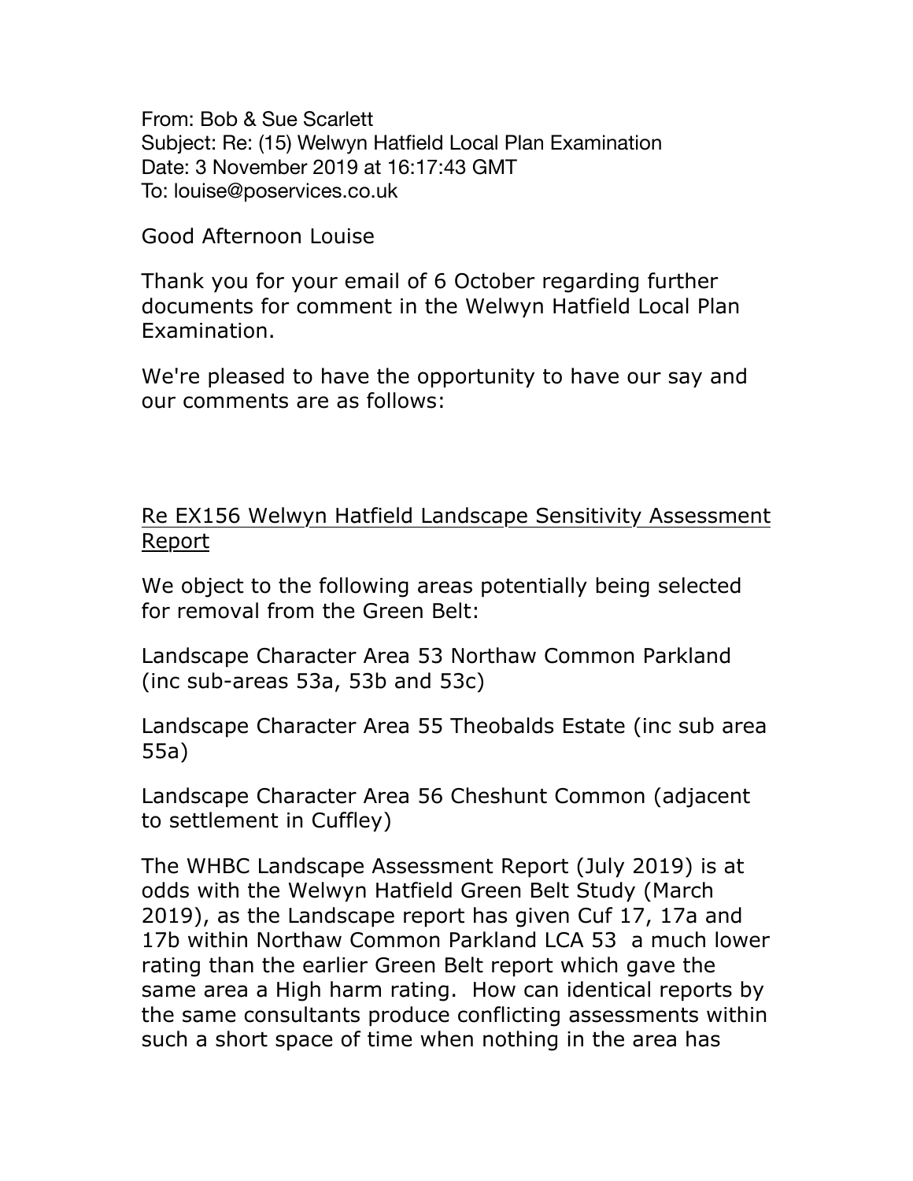From: Bob & Sue Scarlett
Subject: Re: (15) Welwyn Hatfield Local Plan Examination
Date: 3 November 2019 at 16:17:43 GMT
To: louise@poservices.co.uk

Good Afternoon Louise

Thank you for your email of 6 October regarding further documents for comment in the Welwyn Hatfield Local Plan Examination.

We're pleased to have the opportunity to have our say and our comments are as follows:

<u>Re EX156 Welwyn Hatfield Landscape Sensitivity Assessment Report</u>

We object to the following areas potentially being selected for removal from the Green Belt:

Landscape Character Area 53 Northaw Common Parkland (inc sub-areas 53a, 53b and 53c)

Landscape Character Area 55 Theobalds Estate (inc sub area 55a)

Landscape Character Area 56 Cheshunt Common (adjacent to settlement in Cuffley)

The WHBC Landscape Assessment Report (July 2019) is at odds with the Welwyn Hatfield Green Belt Study (March 2019), as the Landscape report has given Cuf 17, 17a and 17b within Northaw Common Parkland LCA 53 a much lower rating than the earlier Green Belt report which gave the same area a High harm rating. How can identical reports by the same consultants produce conflicting assessments within such a short space of time when nothing in the area has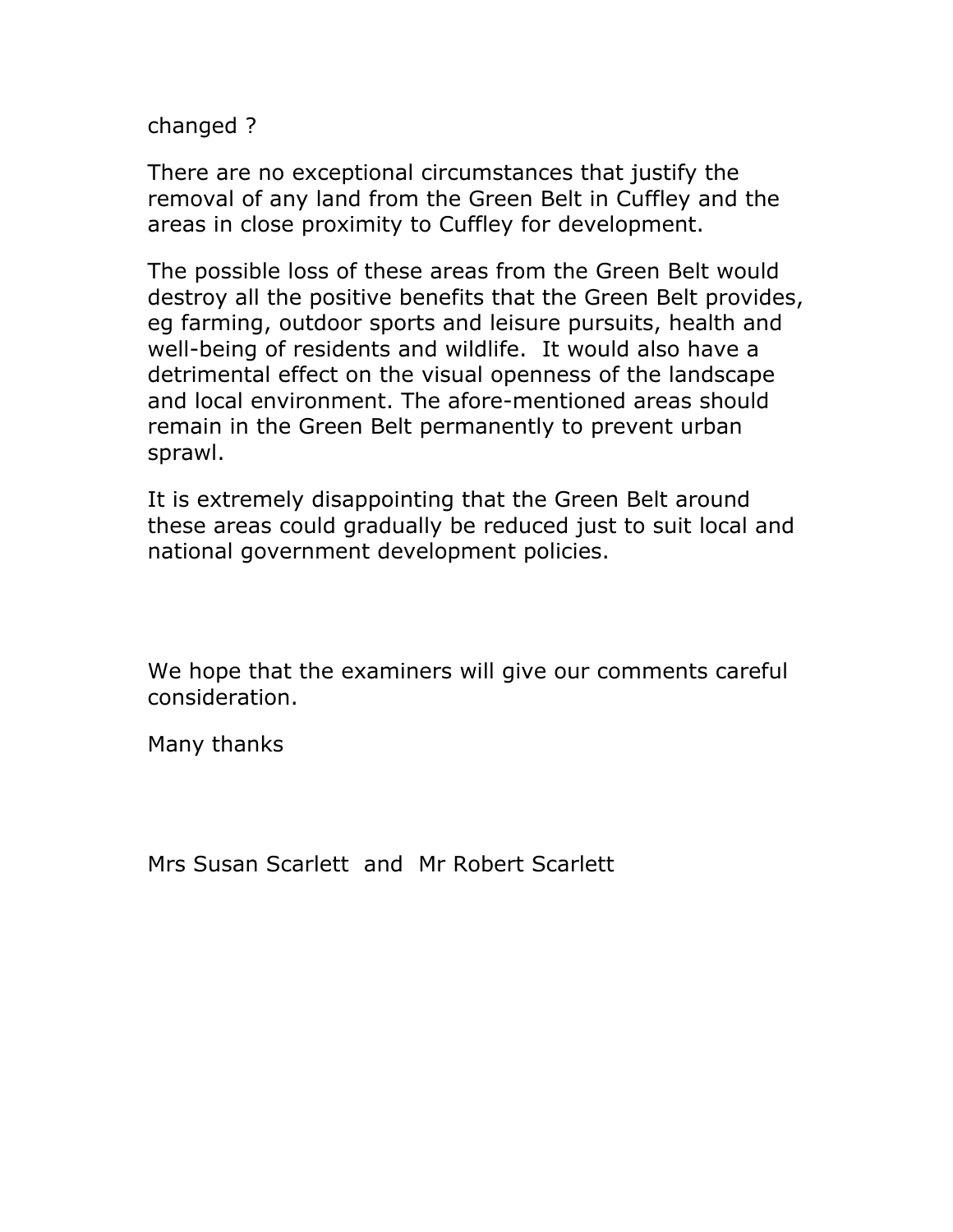changed ?

There are no exceptional circumstances that justify the removal of any land from the Green Belt in Cuffley and the areas in close proximity to Cuffley for development.

The possible loss of these areas from the Green Belt would destroy all the positive benefits that the Green Belt provides, eg farming, outdoor sports and leisure pursuits, health and well-being of residents and wildlife. It would also have a detrimental effect on the visual openness of the landscape and local environment. The afore-mentioned areas should remain in the Green Belt permanently to prevent urban sprawl.

It is extremely disappointing that the Green Belt around these areas could gradually be reduced just to suit local and national government development policies.

We hope that the examiners will give our comments careful consideration.

Many thanks

Mrs Susan Scarlett and Mr Robert Scarlett